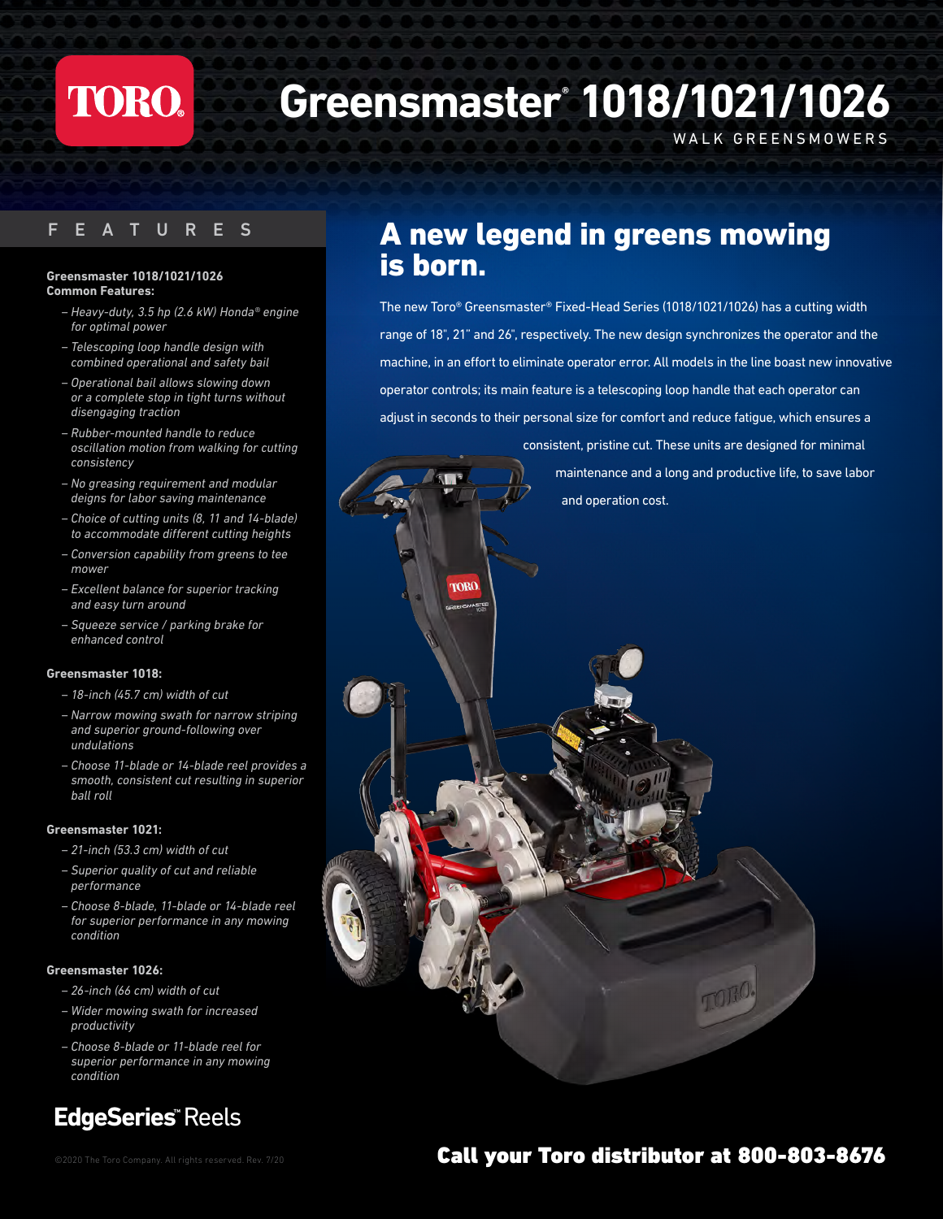# TORO

# Greensmaster® 1018/1021/1026

WALK GREENSMOWERS

## FEATURES

**Greensmaster 1018/1021/1026 Common Features:**

- *Heavy-duty, 3.5 hp (2.6 kW) Honda® engine for optimal power*
- *Telescoping loop handle design with combined operational and safety bail*
- *Operational bail allows slowing down or a complete stop in tight turns without disengaging traction*
- *Rubber-mounted handle to reduce oscillation motion from walking for cutting consistency*
- *No greasing requirement and modular deigns for labor saving maintenance*
- *Choice of cutting units (8, 11 and 14-blade) to accommodate different cutting heights*
- *Conversion capability from greens to tee mower*
- *Excellent balance for superior tracking and easy turn around*
- *Squeeze service / parking brake for enhanced control*

**Greensmaster 1018:**

- *18-inch (45.7 cm) width of cut*
- *Narrow mowing swath for narrow striping and superior ground-following over undulations*
- *Choose 11-blade or 14-blade reel provides a smooth, consistent cut resulting in superior ball roll*

**Greensmaster 1021:**

- *21-inch (53.3 cm) width of cut*
- *Superior quality of cut and reliable performance*
- *Choose 8-blade, 11-blade or 14-blade reel for superior performance in any mowing condition*

**Greensmaster 1026:**

- *26-inch (66 cm) width of cut*
- *Wider mowing swath for increased productivity*
- *Choose 8-blade or 11-blade reel for superior performance in any mowing condition*

**EdgeSeries™ Reels**

## A new legend in greens mowing is born.

The new Toro® Greensmaster® Fixed-Head Series (1018/1021/1026) has a cutting width range of 18", 21" and 26", respectively. The new design synchronizes the operator and the machine, in an effort to eliminate operator error. All models in the line boast new innovative operator controls; its main feature is a telescoping loop handle that each operator can adjust in seconds to their personal size for comfort and reduce fatigue, which ensures a consistent, pristine cut. These units are designed for minimal maintenance and a long and productive life, to save labor and operation cost.

©2020 The Toro Company. All rights reserved. Rev. 7/20

**Call your Toro distributor at 800-803-8676**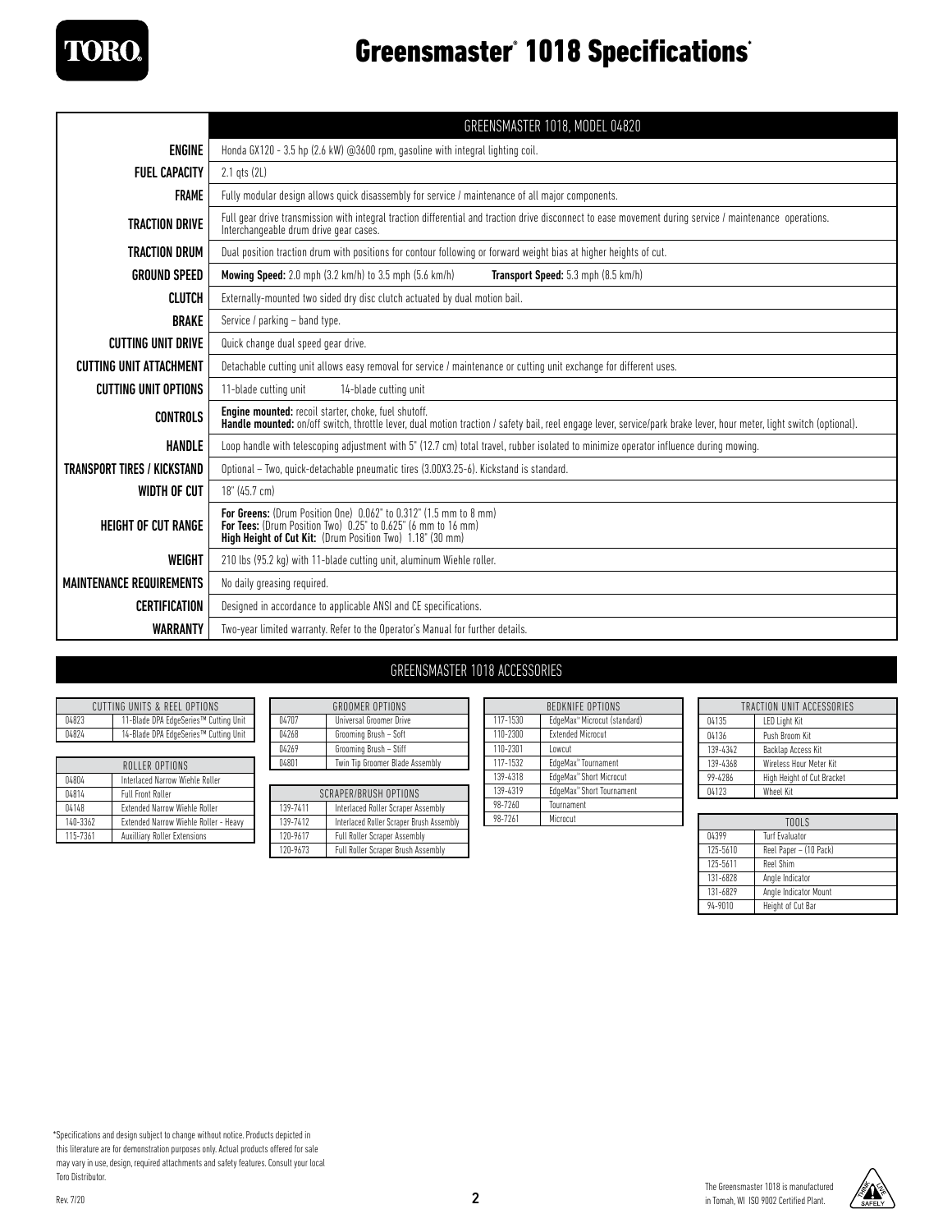# Greensmaster® 1018 Specifications*

| | GREENSMASTER 1018, MODEL 04820 |
|---|---|
| **ENGINE** | Honda GX120 - 3.5 hp (2.6 kW) @3600 rpm, gasoline with integral lighting coil. |
| **FUEL CAPACITY** | 2.1 qts (2L) |
| **FRAME** | Fully modular design allows quick disassembly for service / maintenance of all major components. |
| **TRACTION DRIVE** | Full gear drive transmission with integral traction differential and traction drive disconnect to ease movement during service / maintenance operations. Interchangeable drum drive gear cases. |
| **TRACTION DRUM** | Dual position traction drum with positions for contour following or forward weight bias at higher heights of cut. |
| **GROUND SPEED** | **Mowing Speed:** 2.0 mph (3.2 km/h) to 3.5 mph (5.6 km/h) **Transport Speed:** 5.3 mph (8.5 km/h) |
| **CLUTCH** | Externally-mounted two sided dry disc clutch actuated by dual motion bail. |
| **BRAKE** | Service / parking – band type. |
| **CUTTING UNIT DRIVE** | Quick change dual speed gear drive. |
| **CUTTING UNIT ATTACHMENT** | Detachable cutting unit allows easy removal for service / maintenance or cutting unit exchange for different uses. |
| **CUTTING UNIT OPTIONS** | 11-blade cutting unit 14-blade cutting unit |
| **CONTROLS** | **Engine mounted:** recoil starter, choke, fuel shutoff. **Handle mounted:** on/off switch, throttle lever, dual motion traction / safety bail, reel engage lever, service/park brake lever, hour meter, light switch (optional). |
| **HANDLE** | Loop handle with telescoping adjustment with 5" (12.7 cm) total travel, rubber isolated to minimize operator influence during mowing. |
| **TRANSPORT TIRES / KICKSTAND** | Optional – Two, quick-detachable pneumatic tires (3.00X3.25-6). Kickstand is standard. |
| **WIDTH OF CUT** | 18" (45.7 cm) |
| **HEIGHT OF CUT RANGE** | **For Greens:** (Drum Position One) 0.062" to 0.312" (1.5 mm to 8 mm) **For Tees:** (Drum Position Two) 0.25" to 0.625" (6 mm to 16 mm) **High Height of Cut Kit:** (Drum Position Two) 1.18" (30 mm) |
| **WEIGHT** | 210 lbs (95.2 kg) with 11-blade cutting unit, aluminum Wiehle roller. |
| **MAINTENANCE REQUIREMENTS** | No daily greasing required. |
| **CERTIFICATION** | Designed in accordance to applicable ANSI and CE specifications. |
| **WARRANTY** | Two-year limited warranty. Refer to the Operator's Manual for further details. |

## GREENSMASTER 1018 ACCESSORIES

| CUTTING UNITS & REEL OPTIONS | |
|---|---|
| 04823 | 11-Blade DPA EdgeSeries™ Cutting Unit |
| 04824 | 14-Blade DPA EdgeSeries™ Cutting Unit |

| ROLLER OPTIONS | |
|---|---|
| 04804 | Interlaced Narrow Wiehle Roller |
| 04814 | Full Front Roller |
| 04148 | Extended Narrow Wiehle Roller |
| 140-3362 | Extended Narrow Wiehle Roller - Heavy |
| 115-7361 | Auxilliary Roller Extensions |

| GROOMER OPTIONS | |
|---|---|
| 04707 | Universal Groomer Drive |
| 04268 | Grooming Brush – Soft |
| 04269 | Grooming Brush – Stiff |
| 04801 | Twin Tip Groomer Blade Assembly |

| SCRAPER/BRUSH OPTIONS | |
|---|---|
| 139-7411 | Interlaced Roller Scraper Assembly |
| 139-7412 | Interlaced Roller Scraper Brush Assembly |
| 120-9617 | Full Roller Scraper Assembly |
| 120-9673 | Full Roller Scraper Brush Assembly |

| BEDKNIFE OPTIONS | |
|---|---|
| 117-1530 | EdgeMax® Microcut (standard) |
| 110-2300 | Extended Microcut |
| 110-2301 | Lowcut |
| 117-1532 | EdgeMax® Tournament |
| 139-4318 | EdgeMax® Short Microcut |
| 139-4319 | EdgeMax® Short Tournament |
| 98-7260 | Tournament |
| 98-7261 | Microcut |

| TRACTION UNIT ACCESSORIES | |
|---|---|
| 04135 | LED Light Kit |
| 04136 | Push Broom Kit |
| 139-4342 | Backlap Access Kit |
| 139-4368 | Wireless Hour Meter Kit |
| 99-4286 | High Height of Cut Bracket |
| 04123 | Wheel Kit |

| TOOLS | |
|---|---|
| 04399 | Turf Evaluator |
| 125-5610 | Reel Paper – (10 Pack) |
| 125-5611 | Reel Shim |
| 131-6828 | Angle Indicator |
| 131-6829 | Angle Indicator Mount |
| 94-9010 | Height of Cut Bar |

*Specifications and design subject to change without notice. Products depicted in this literature are for demonstration purposes only. Actual products offered for sale may vary in use, design, required attachments and safety features. Consult your local Toro Distributor.

Rev. 7/20

The Greensmaster 1018 is manufactured in Tomah, WI ISO 9002 Certified Plant.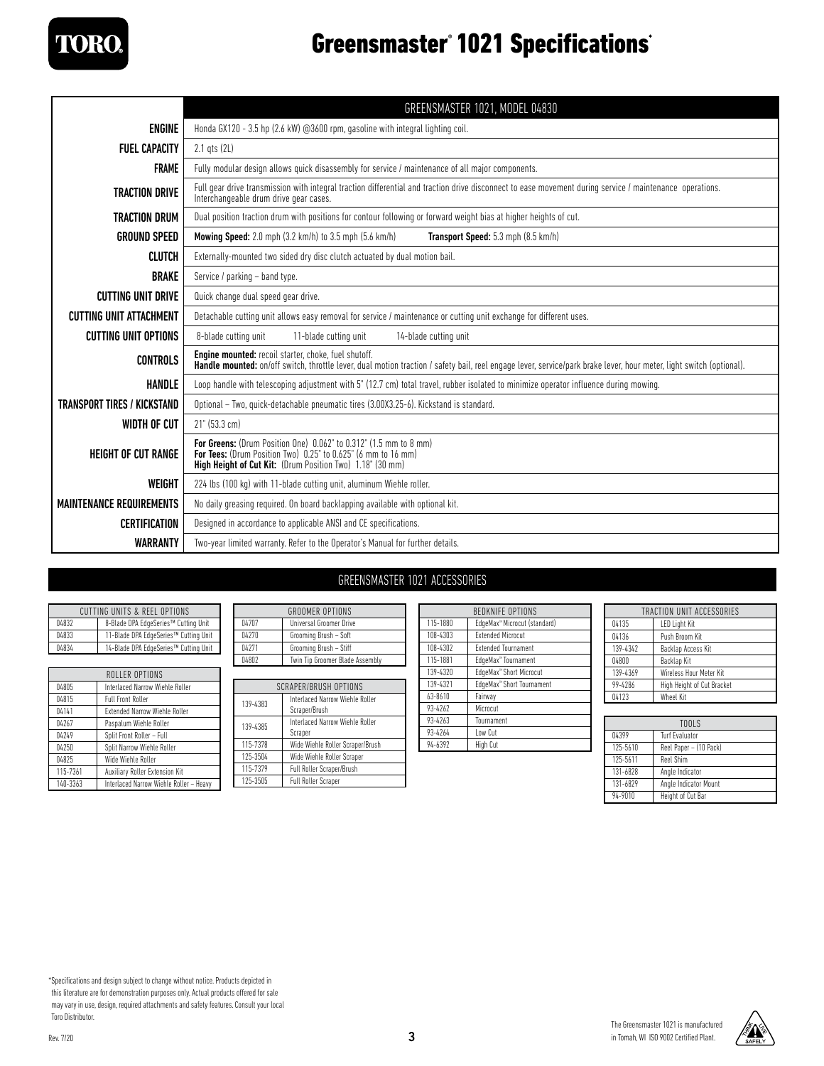# Greensmaster® 1021 Specifications*

| | GREENSMASTER 1021, MODEL 04830 |
|---|---|
| **ENGINE** | Honda GX120 - 3.5 hp (2.6 kW) @3600 rpm, gasoline with integral lighting coil. |
| **FUEL CAPACITY** | 2.1 qts (2L) |
| **FRAME** | Fully modular design allows quick disassembly for service / maintenance of all major components. |
| **TRACTION DRIVE** | Full gear drive transmission with integral traction differential and traction drive disconnect to ease movement during service / maintenance operations. Interchangeable drum drive gear cases. |
| **TRACTION DRUM** | Dual position traction drum with positions for contour following or forward weight bias at higher heights of cut. |
| **GROUND SPEED** | **Mowing Speed:** 2.0 mph (3.2 km/h) to 3.5 mph (5.6 km/h) **Transport Speed:** 5.3 mph (8.5 km/h) |
| **CLUTCH** | Externally-mounted two sided dry disc clutch actuated by dual motion bail. |
| **BRAKE** | Service / parking – band type. |
| **CUTTING UNIT DRIVE** | Quick change dual speed gear drive. |
| **CUTTING UNIT ATTACHMENT** | Detachable cutting unit allows easy removal for service / maintenance or cutting unit exchange for different uses. |
| **CUTTING UNIT OPTIONS** | 8-blade cutting unit 11-blade cutting unit 14-blade cutting unit |
| **CONTROLS** | **Engine mounted:** recoil starter, choke, fuel shutoff. **Handle mounted:** on/off switch, throttle lever, dual motion traction / safety bail, reel engage lever, service/park brake lever, hour meter, light switch (optional). |
| **HANDLE** | Loop handle with telescoping adjustment with 5" (12.7 cm) total travel, rubber isolated to minimize operator influence during mowing. |
| **TRANSPORT TIRES / KICKSTAND** | Optional – Two, quick-detachable pneumatic tires (3.00X3.25-6). Kickstand is standard. |
| **WIDTH OF CUT** | 21" (53.3 cm) |
| **HEIGHT OF CUT RANGE** | **For Greens:** (Drum Position One) 0.062" to 0.312" (1.5 mm to 8 mm) **For Tees:** (Drum Position Two) 0.25" to 0.625" (6 mm to 16 mm) **High Height of Cut Kit:** (Drum Position Two) 1.18" (30 mm) |
| **WEIGHT** | 224 lbs (100 kg) with 11-blade cutting unit, aluminum Wiehle roller. |
| **MAINTENANCE REQUIREMENTS** | No daily greasing required. On board backlapping available with optional kit. |
| **CERTIFICATION** | Designed in accordance to applicable ANSI and CE specifications. |
| **WARRANTY** | Two-year limited warranty. Refer to the Operator's Manual for further details. |

## GREENSMASTER 1021 ACCESSORIES

| CUTTING UNITS & REEL OPTIONS | |
|---|---|
| 04832 | 8-Blade DPA EdgeSeries™ Cutting Unit |
| 04833 | 11-Blade DPA EdgeSeries™ Cutting Unit |
| 04834 | 14-Blade DPA EdgeSeries™ Cutting Unit |

| ROLLER OPTIONS | |
|---|---|
| 04805 | Interlaced Narrow Wiehle Roller |
| 04815 | Full Front Roller |
| 04141 | Extended Narrow Wiehle Roller |
| 04267 | Paspalum Wiehle Roller |
| 04249 | Split Front Roller – Full |
| 04250 | Split Narrow Wiehle Roller |
| 04825 | Wide Wiehle Roller |
| 115-7361 | Auxiliary Roller Extension Kit |
| 140-3363 | Interlaced Narrow Wiehle Roller – Heavy |

| GROOMER OPTIONS | |
|---|---|
| 04707 | Universal Groomer Drive |
| 04270 | Grooming Brush – Soft |
| 04271 | Grooming Brush – Stiff |
| 04802 | Twin Tip Groomer Blade Assembly |

| SCRAPER/BRUSH OPTIONS | |
|---|---|
| 139-4383 | Interlaced Narrow Wiehle Roller Scraper/Brush |
| 139-4385 | Interlaced Narrow Wiehle Roller Scraper |
| 115-7378 | Wide Wiehle Roller Scraper/Brush |
| 125-3504 | Wide Wiehle Roller Scraper |
| 115-7379 | Full Roller Scraper/Brush |
| 125-3505 | Full Roller Scraper |

| BEDKNIFE OPTIONS | |
|---|---|
| 115-1880 | EdgeMax® Microcut (standard) |
| 108-4303 | Extended Microcut |
| 108-4302 | Extended Tournament |
| 115-1881 | EdgeMax® Tournament |
| 139-4320 | EdgeMax® Short Microcut |
| 139-4321 | EdgeMax® Short Tournament |
| 63-8610 | Fairway |
| 93-4262 | Microcut |
| 93-4263 | Tournament |
| 93-4264 | Low Cut |
| 94-6392 | High Cut |

| TRACTION UNIT ACCESSORIES | |
|---|---|
| 04135 | LED Light Kit |
| 04136 | Push Broom Kit |
| 139-4342 | Backlap Access Kit |
| 04800 | Backlap Kit |
| 139-4369 | Wireless Hour Meter Kit |
| 99-4286 | High Height of Cut Bracket |
| 04123 | Wheel Kit |

| TOOLS | |
|---|---|
| 04399 | Turf Evaluator |
| 125-5610 | Reel Paper – (10 Pack) |
| 125-5611 | Reel Shim |
| 131-6828 | Angle Indicator |
| 131-6829 | Angle Indicator Mount |
| 94-9010 | Height of Cut Bar |

*Specifications and design subject to change without notice. Products depicted in this literature are for demonstration purposes only. Actual products offered for sale may vary in use, design, required attachments and safety features. Consult your local Toro Distributor.

Rev. 7/20

The Greensmaster 1021 is manufactured in Tomah, WI ISO 9002 Certified Plant.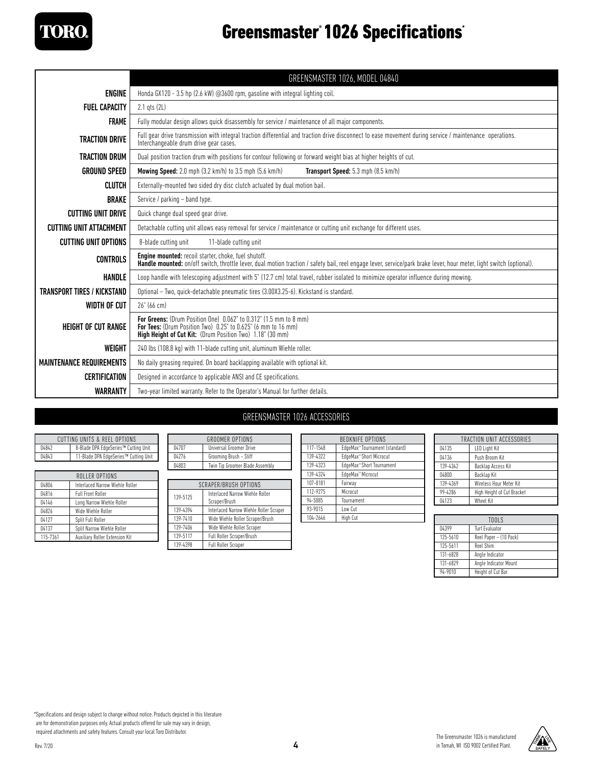# Greensmaster® 1026 Specifications*

| | GREENSMASTER 1026, MODEL 04840 |
|---|---|
| **ENGINE** | Honda GX120 - 3.5 hp (2.6 kW) @3600 rpm, gasoline with integral lighting coil. |
| **FUEL CAPACITY** | 2.1 qts (2L) |
| **FRAME** | Fully modular design allows quick disassembly for service / maintenance of all major components. |
| **TRACTION DRIVE** | Full gear drive transmission with integral traction differential and traction drive disconnect to ease movement during service / maintenance operations. Interchangeable drum drive gear cases. |
| **TRACTION DRUM** | Dual position traction drum with positions for contour following or forward weight bias at higher heights of cut. |
| **GROUND SPEED** | **Mowing Speed:** 2.0 mph (3.2 km/h) to 3.5 mph (5.6 km/h) **Transport Speed:** 5.3 mph (8.5 km/h) |
| **CLUTCH** | Externally-mounted two sided dry disc clutch actuated by dual motion bail. |
| **BRAKE** | Service / parking – band type. |
| **CUTTING UNIT DRIVE** | Quick change dual speed gear drive. |
| **CUTTING UNIT ATTACHMENT** | Detachable cutting unit allows easy removal for service / maintenance or cutting unit exchange for different uses. |
| **CUTTING UNIT OPTIONS** | 8-blade cutting unit 11-blade cutting unit |
| **CONTROLS** | **Engine mounted:** recoil starter, choke, fuel shutoff. **Handle mounted:** on/off switch, throttle lever, dual motion traction / safety bail, reel engage lever, service/park brake lever, hour meter, light switch (optional). |
| **HANDLE** | Loop handle with telescoping adjustment with 5" (12.7 cm) total travel, rubber isolated to minimize operator influence during mowing. |
| **TRANSPORT TIRES / KICKSTAND** | Optional – Two, quick-detachable pneumatic tires (3.00X3.25-6). Kickstand is standard. |
| **WIDTH OF CUT** | 26" (66 cm) |
| **HEIGHT OF CUT RANGE** | **For Greens:** (Drum Position One) 0.062" to 0.312" (1.5 mm to 8 mm) **For Tees:** (Drum Position Two) 0.25" to 0.625" (6 mm to 16 mm) **High Height of Cut Kit:** (Drum Position Two) 1.18" (30 mm) |
| **WEIGHT** | 240 lbs (108.8 kg) with 11-blade cutting unit, aluminum Wiehle roller. |
| **MAINTENANCE REQUIREMENTS** | No daily greasing required. On board backlapping available with optional kit. |
| **CERTIFICATION** | Designed in accordance to applicable ANSI and CE specifications. |
| **WARRANTY** | Two-year limited warranty. Refer to the Operator's Manual for further details. |

## GREENSMASTER 1026 ACCESSORIES

| CUTTING UNITS & REEL OPTIONS | |
|---|---|
| 04842 | 8-Blade DPA EdgeSeries™ Cutting Unit |
| 04843 | 11-Blade DPA EdgeSeries™ Cutting Unit |

| ROLLER OPTIONS | |
|---|---|
| 04806 | Interlaced Narrow Wiehle Roller |
| 04816 | Full Front Roller |
| 04146 | Long Narrow Wiehle Roller |
| 04826 | Wide Wiehle Roller |
| 04127 | Split Full Roller |
| 04137 | Split Narrow Wiehle Roller |
| 115-7361 | Auxiliary Roller Extension Kit |

| GROOMER OPTIONS | |
|---|---|
| 04707 | Universal Groomer Drive |
| 04276 | Grooming Brush – Stiff |
| 04803 | Twin Tip Groomer Blade Assembly |

| SCRAPER/BRUSH OPTIONS | |
|---|---|
| 139-5125 | Interlaced Narrow Wiehle Roller Scraper/Brush |
| 139-4394 | Interlaced Narrow Wiehle Roller Scraper |
| 139-7410 | Wide Wiehle Roller Scraper/Brush |
| 139-7406 | Wide Wiehle Roller Scraper |
| 139-5117 | Full Roller Scraper/Brush |
| 139-4398 | Full Roller Scraper |

| BEDKNIFE OPTIONS | |
|---|---|
| 117-1548 | EdgeMax™ Tournament (standard) |
| 139-4322 | EdgeMax™ Short Microcut |
| 139-4323 | EdgeMax™ Short Tournament |
| 139-4324 | EdgeMax™ Microcut |
| 107-8181 | Fairway |
| 112-9275 | Microcut |
| 94-5885 | Tournament |
| 93-9015 | Low Cut |
| 104-2646 | High Cut |

| TRACTION UNIT ACCESSORIES | |
|---|---|
| 04135 | LED Light Kit |
| 04136 | Push Broom Kit |
| 139-4342 | Backlap Access Kit |
| 04800 | Backlap Kit |
| 139-4369 | Wireless Hour Meter Kit |
| 99-4286 | High Height of Cut Bracket |
| 04123 | Wheel Kit |

| TOOLS | |
|---|---|
| 04399 | Turf Evaluator |
| 125-5610 | Reel Paper – (10 Pack) |
| 125-5611 | Reel Shim |
| 131-6828 | Angle Indicator |
| 131-6829 | Angle Indicator Mount |
| 94-9010 | Height of Cut Bar |

*Specifications and design subject to change without notice. Products depicted in this literature are for demonstration purposes only. Actual products offered for sale may vary in design, required attachments and safety features. Consult your local Toro Distributor.

Rev. 7/20

The Greensmaster 1026 is manufactured in Tomah, WI ISO 9002 Certified Plant.